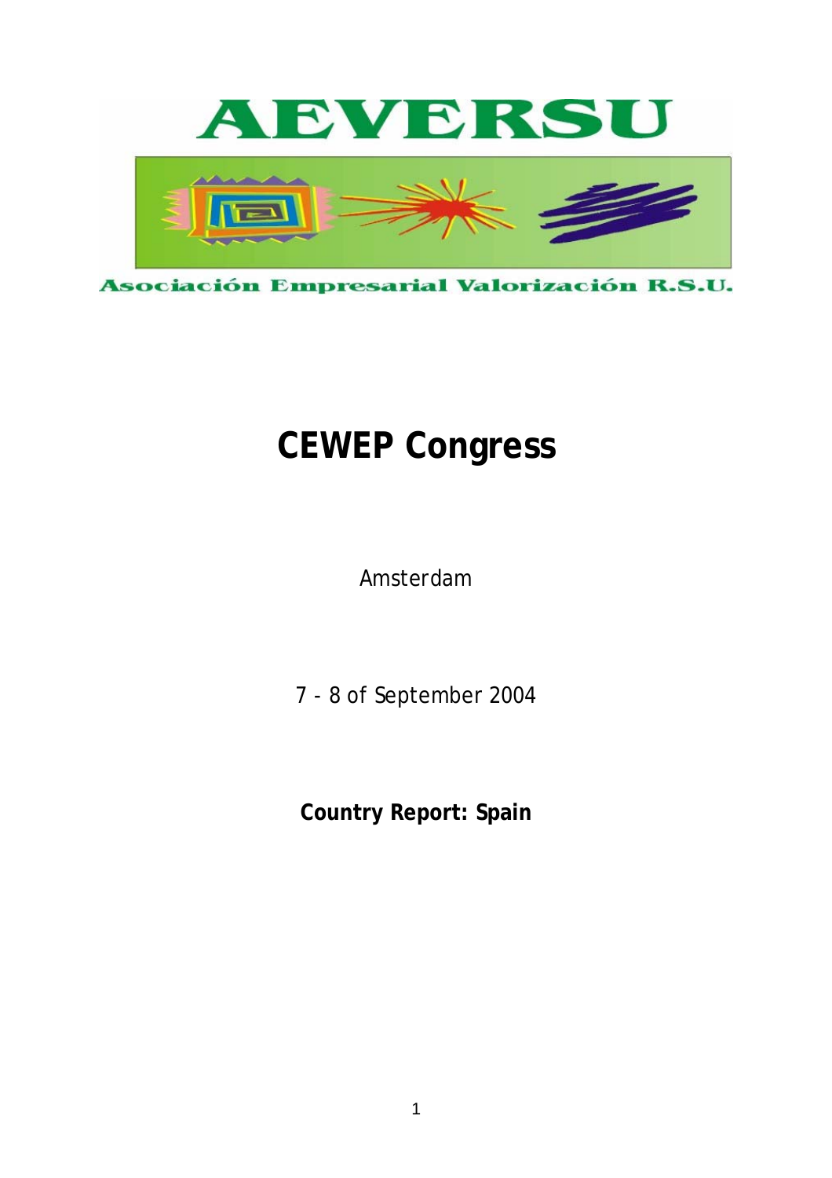# AEVERSU

Asociación Empresarial Valorización R.S.U.

# CEWEP Congress

Amsterdam

7 - 8 of September 2004

**Country Report: Spain**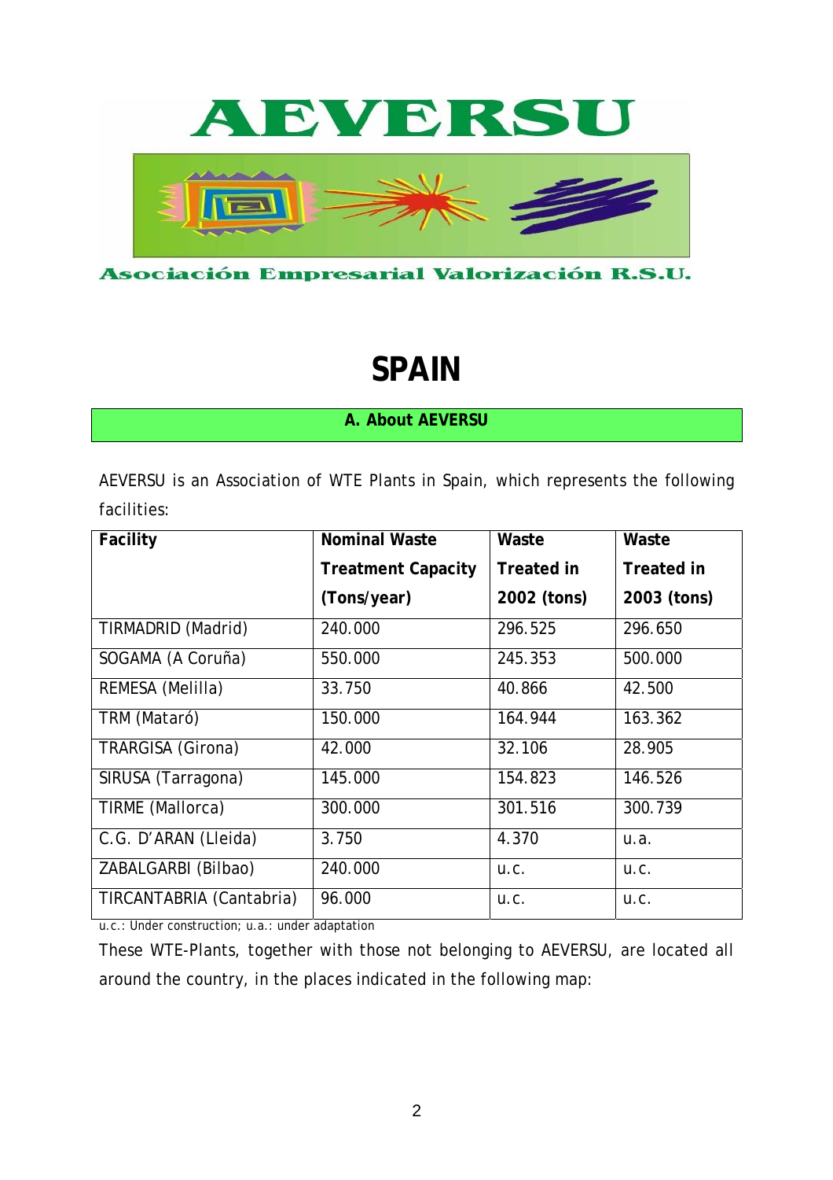# AEVERSU

Asociación Empresarial Valorización R.S.U.

# SPAIN

## A. About AEVERSU

AEVERSU is an Association of WTE Plants in Spain, which represents the following facilities:

| Facility | Nominal Waste Treatment Capacity (Tons/year) | Waste Treated in 2002 (tons) | Waste Treated in 2003 (tons) |
|---|---|---|---|
| TIRMADRID (Madrid) | 240.000 | 296.525 | 296.650 |
| SOGAMA (A Coruña) | 550.000 | 245.353 | 500.000 |
| REMESA (Melilla) | 33.750 | 40.866 | 42.500 |
| TRM (Mataró) | 150.000 | 164.944 | 163.362 |
| TRARGISA (Girona) | 42.000 | 32.106 | 28.905 |
| SIRUSA (Tarragona) | 145.000 | 154.823 | 146.526 |
| TIRME (Mallorca) | 300.000 | 301.516 | 300.739 |
| C.G. D'ARAN (Lleida) | 3.750 | 4.370 | u.a. |
| ZABALGARBI (Bilbao) | 240.000 | u.c. | u.c. |
| TIRCANTABRIA (Cantabria) | 96.000 | u.c. | u.c. |

u.c.: Under construction; u.a.: under adaptation

These WTE-Plants, together with those not belonging to AEVERSU, are located all around the country, in the places indicated in the following map: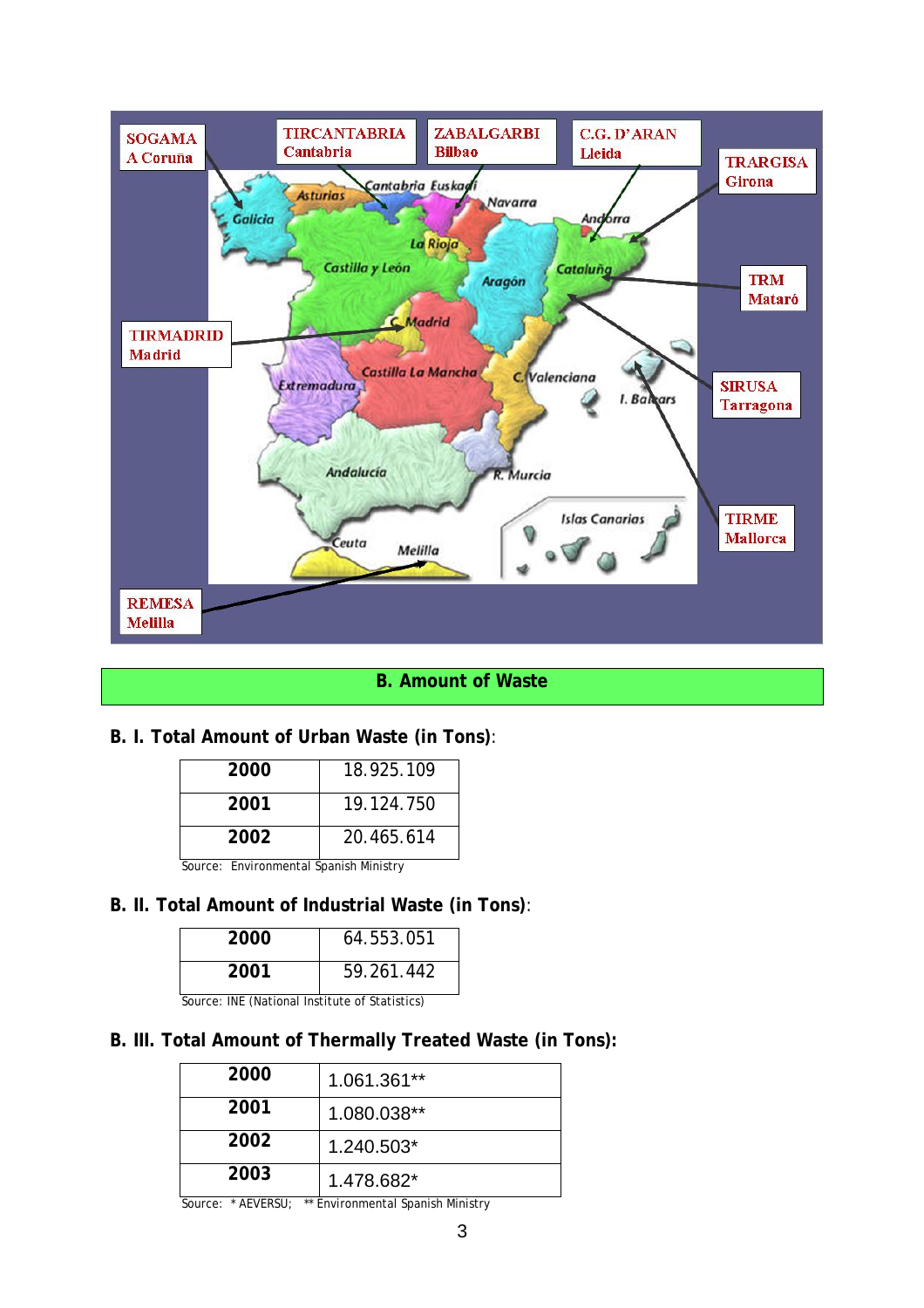## B. Amount of Waste

**B. I. Total Amount of Urban Waste (in Tons)**:

| | |
|---|---|
| **2000** | 18.925.109 |
| **2001** | 19.124.750 |
| **2002** | 20.465.614 |

Source: Environmental Spanish Ministry

**B. II. Total Amount of Industrial Waste (in Tons)**:

| | |
|---|---|
| **2000** | 64.553.051 |
| **2001** | 59.261.442 |

Source: INE (National Institute of Statistics)

**B. III. Total Amount of Thermally Treated Waste (in Tons):**

| | |
|---|---|
| **2000** | 1.061.361** |
| **2001** | 1.080.038** |
| **2002** | 1.240.503* |
| **2003** | 1.478.682* |

Source: * AEVERSU; ** Environmental Spanish Ministry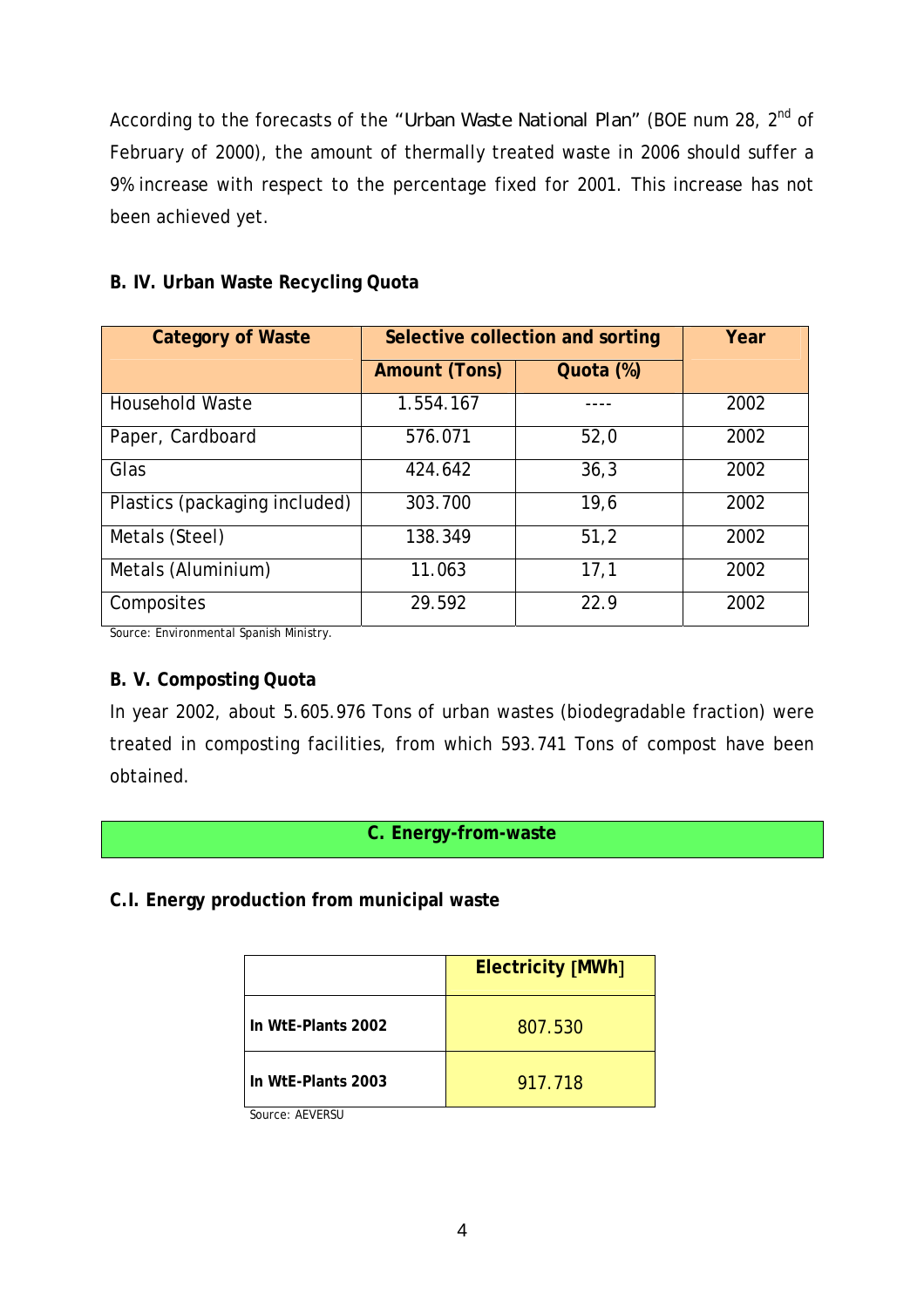According to the forecasts of the "Urban Waste National Plan" (BOE num 28, 2[nd] of February of 2000), the amount of thermally treated waste in 2006 should suffer a 9% increase with respect to the percentage fixed for 2001. This increase has not been achieved yet.

### B. IV. Urban Waste Recycling Quota

| Category of Waste | Selective collection and sorting | | Year |
|---|---|---|---|
| | Amount (Tons) | Quota (%) | |
| Household Waste | 1.554.167 | ---- | 2002 |
| Paper, Cardboard | 576.071 | 52,0 | 2002 |
| Glas | 424.642 | 36,3 | 2002 |
| Plastics (packaging included) | 303.700 | 19,6 | 2002 |
| Metals (Steel) | 138.349 | 51,2 | 2002 |
| Metals (Aluminium) | 11.063 | 17,1 | 2002 |
| Composites | 29.592 | 22.9 | 2002 |

Source: Environmental Spanish Ministry.

### B. V. Composting Quota

In year 2002, about 5.605.976 Tons of urban wastes (biodegradable fraction) were treated in composting facilities, from which 593.741 Tons of compost have been obtained.

## C. Energy-from-waste

### C.I. Energy production from municipal waste

| | Electricity [MWh] |
|---|---|
| **In WtE-Plants 2002** | 807.530 |
| **In WtE-Plants 2003** | 917.718 |

Source: AEVERSU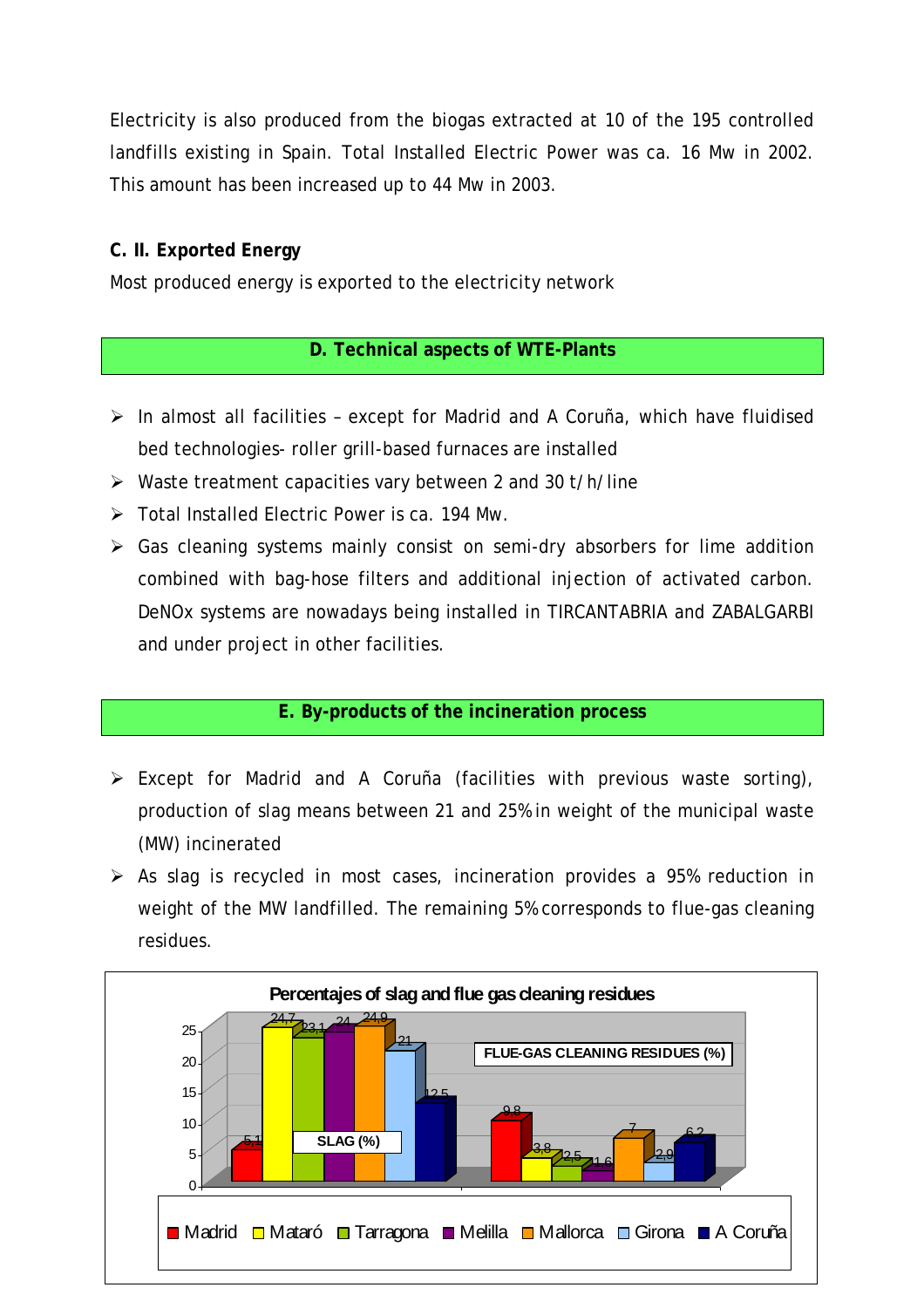Electricity is also produced from the biogas extracted at 10 of the 195 controlled landfills existing in Spain. Total Installed Electric Power was ca. 16 Mw in 2002. This amount has been increased up to 44 Mw in 2003.

**C. II. Exported Energy**

Most produced energy is exported to the electricity network

## D. Technical aspects of WTE-Plants

- In almost all facilities – except for Madrid and A Coruña, which have fluidised bed technologies- roller grill-based furnaces are installed
- Waste treatment capacities vary between 2 and 30 t/h/line
- Total Installed Electric Power is ca. 194 Mw.
- Gas cleaning systems mainly consist on semi-dry absorbers for lime addition combined with bag-hose filters and additional injection of activated carbon. DeNOx systems are nowadays being installed in TIRCANTABRIA and ZABALGARBI and under project in other facilities.

## E. By-products of the incineration process

- Except for Madrid and A Coruña (facilities with previous waste sorting), production of slag means between 21 and 25% in weight of the municipal waste (MW) incinerated
- As slag is recycled in most cases, incineration provides a 95% reduction in weight of the MW landfilled. The remaining 5% corresponds to flue-gas cleaning residues.

**Percentajes of slag and flue gas cleaning residues**

| | Madrid | Mataró | Tarragona | Melilla | Mallorca | Girona | A Coruña |
|---|---|---|---|---|---|---|---|
| SLAG (%) | 5.1 | 24.7 | 23.1 | 24 | 24.9 | 21 | 12.5 |
| FLUE-GAS CLEANING RESIDUES (%) | 9.8 | 3.8 | 2.5 | 1.6 | 7 | 2.9 | 6.2 |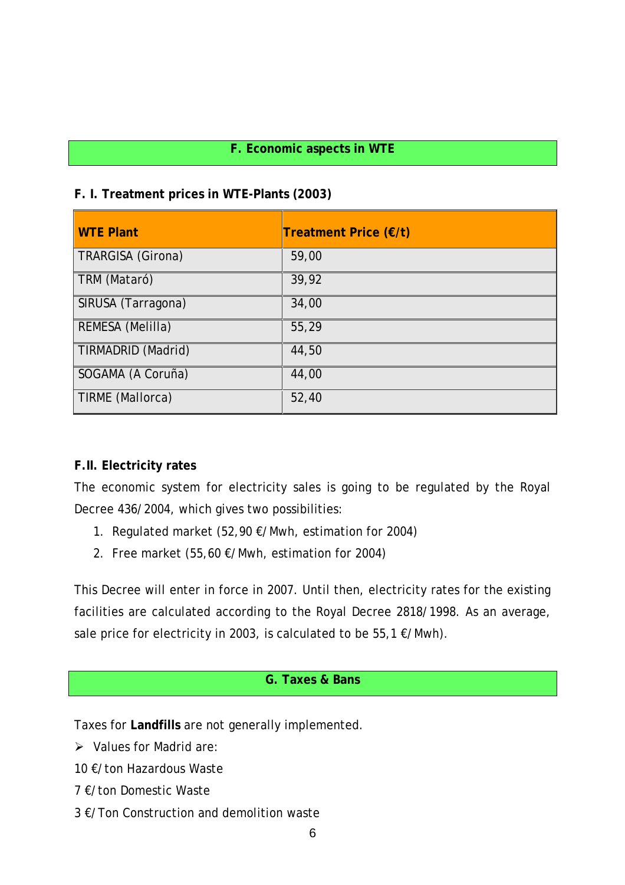## F. Economic aspects in WTE

### F. I. Treatment prices in WTE-Plants (2003)

| WTE Plant | Treatment Price (€/t) |
|---|---|
| TRARGISA (Girona) | 59,00 |
| TRM (Mataró) | 39,92 |
| SIRUSA (Tarragona) | 34,00 |
| REMESA (Melilla) | 55,29 |
| TIRMADRID (Madrid) | 44,50 |
| SOGAMA (A Coruña) | 44,00 |
| TIRME (Mallorca) | 52,40 |

### F.II. Electricity rates

The economic system for electricity sales is going to be regulated by the Royal Decree 436/2004, which gives two possibilities:

1. Regulated market (52,90 €/Mwh, estimation for 2004)
2. Free market (55,60 €/Mwh, estimation for 2004)

This Decree will enter in force in 2007. Until then, electricity rates for the existing facilities are calculated according to the Royal Decree 2818/1998. As an average, sale price for electricity in 2003, is calculated to be 55,1 €/Mwh).

## G. Taxes & Bans

Taxes for **Landfills** are not generally implemented.

- Values for Madrid are:

10 €/ton Hazardous Waste

7 €/ton Domestic Waste

3 €/Ton Construction and demolition waste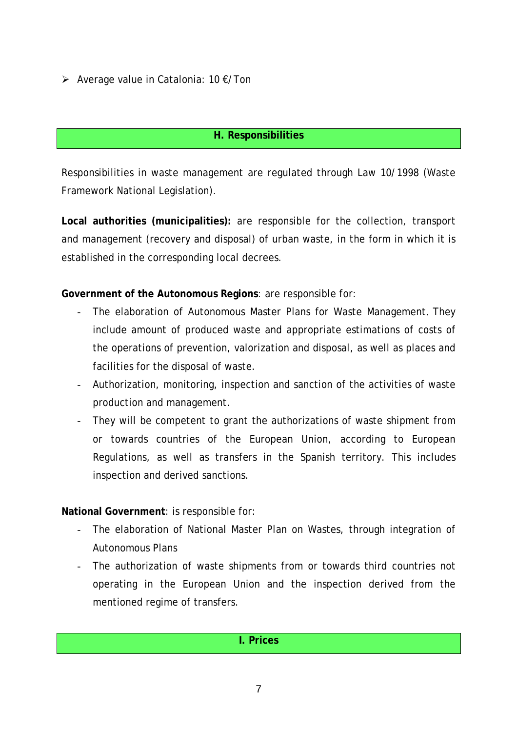- Average value in Catalonia: 10 €/Ton

## H. Responsibilities

Responsibilities in waste management are regulated through Law 10/1998 (Waste Framework National Legislation).

**Local authorities (municipalities):** are responsible for the collection, transport and management (recovery and disposal) of urban waste, in the form in which it is established in the corresponding local decrees.

**Government of the Autonomous Regions**: are responsible for:

- The elaboration of Autonomous Master Plans for Waste Management. They include amount of produced waste and appropriate estimations of costs of the operations of prevention, valorization and disposal, as well as places and facilities for the disposal of waste.
- Authorization, monitoring, inspection and sanction of the activities of waste production and management.
- They will be competent to grant the authorizations of waste shipment from or towards countries of the European Union, according to European Regulations, as well as transfers in the Spanish territory. This includes inspection and derived sanctions.

**National Government**: is responsible for:

- The elaboration of National Master Plan on Wastes, through integration of Autonomous Plans
- The authorization of waste shipments from or towards third countries not operating in the European Union and the inspection derived from the mentioned regime of transfers.

## I. Prices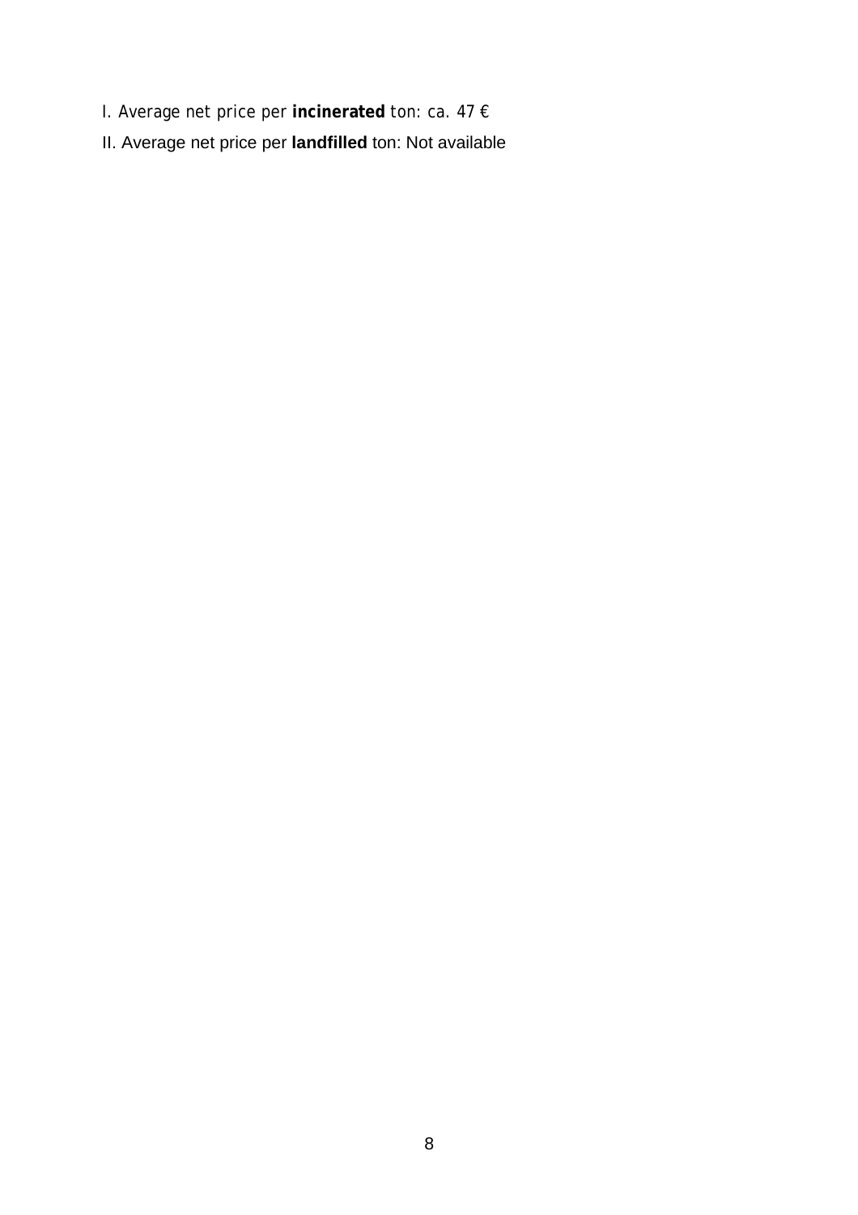I. Average net price per **incinerated** ton: ca. 47 €

II. Average net price per **landfilled** ton: Not available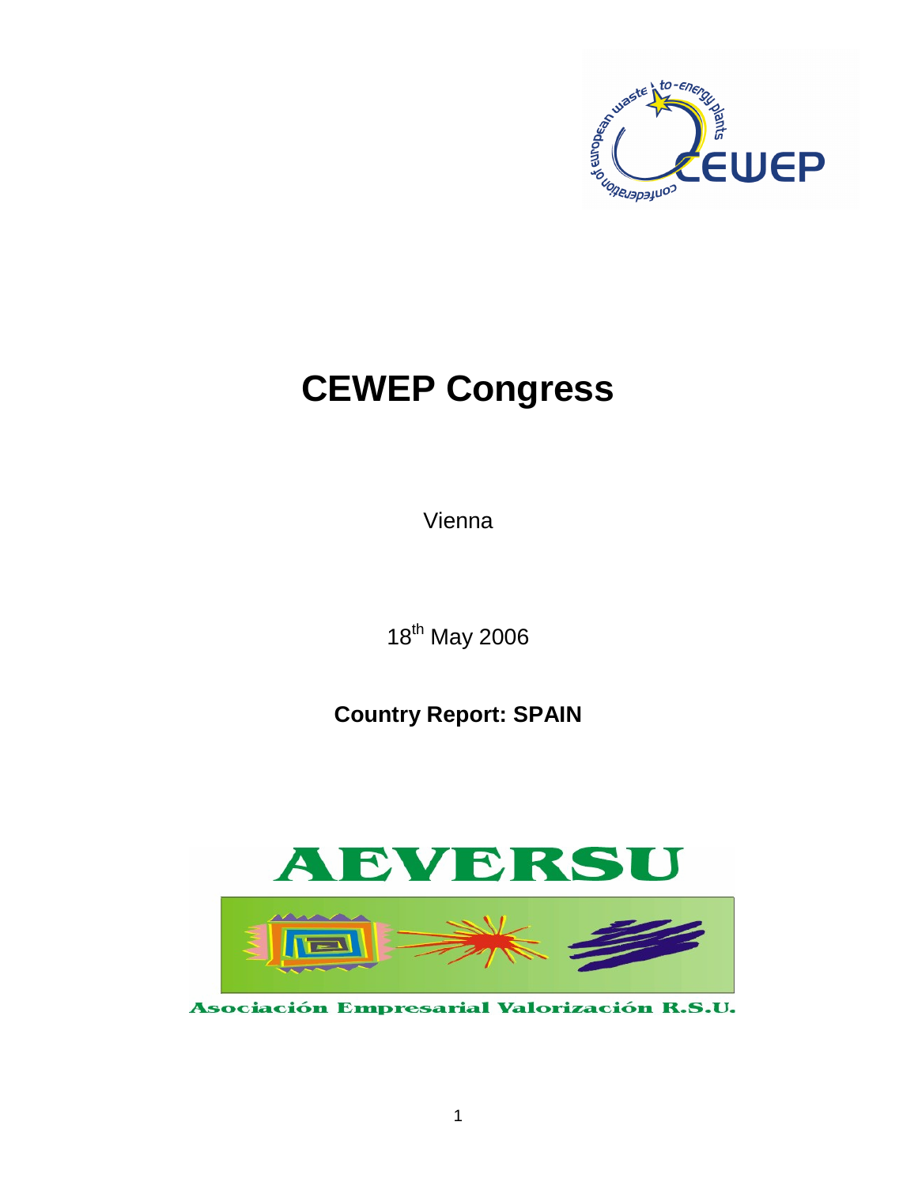# CEWEP Congress

Vienna

18th May 2006

**Country Report: SPAIN**

# AEVERSU

Asociación Empresarial Valorización R.S.U.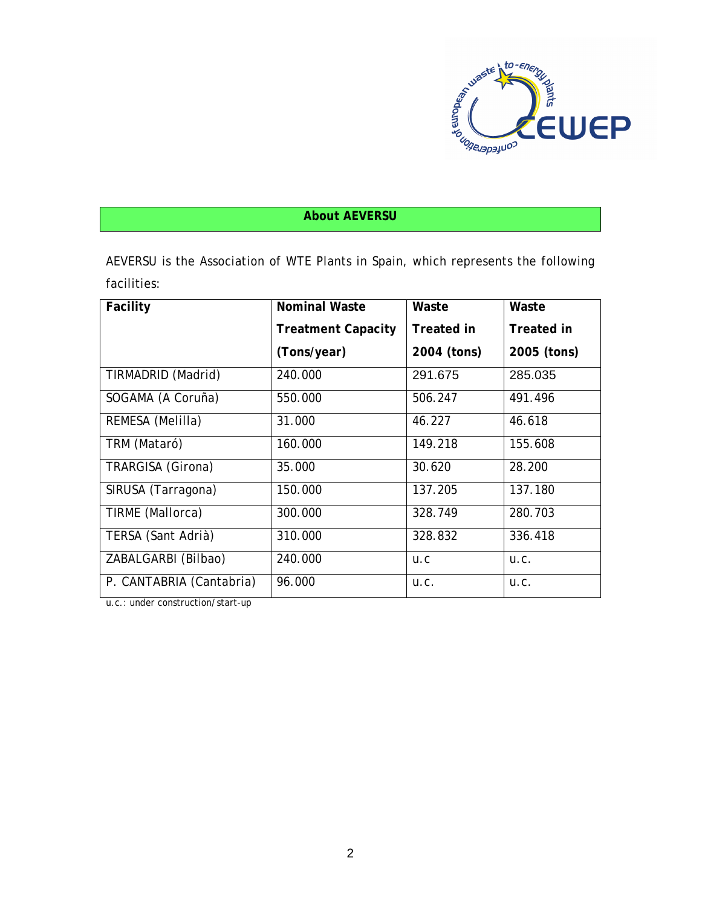## About AEVERSU

AEVERSU is the Association of WTE Plants in Spain, which represents the following facilities:

| Facility | Nominal Waste Treatment Capacity (Tons/year) | Waste Treated in 2004 (tons) | Waste Treated in 2005 (tons) |
|---|---|---|---|
| TIRMADRID (Madrid) | 240.000 | 291.675 | 285.035 |
| SOGAMA (A Coruña) | 550.000 | 506.247 | 491.496 |
| REMESA (Melilla) | 31.000 | 46.227 | 46.618 |
| TRM (Mataró) | 160.000 | 149.218 | 155.608 |
| TRARGISA (Girona) | 35.000 | 30.620 | 28.200 |
| SIRUSA (Tarragona) | 150.000 | 137.205 | 137.180 |
| TIRME (Mallorca) | 300.000 | 328.749 | 280.703 |
| TERSA (Sant Adrià) | 310.000 | 328.832 | 336.418 |
| ZABALGARBI (Bilbao) | 240.000 | u.c | u.c. |
| P. CANTABRIA (Cantabria) | 96.000 | u.c. | u.c. |

u.c.: under construction/start-up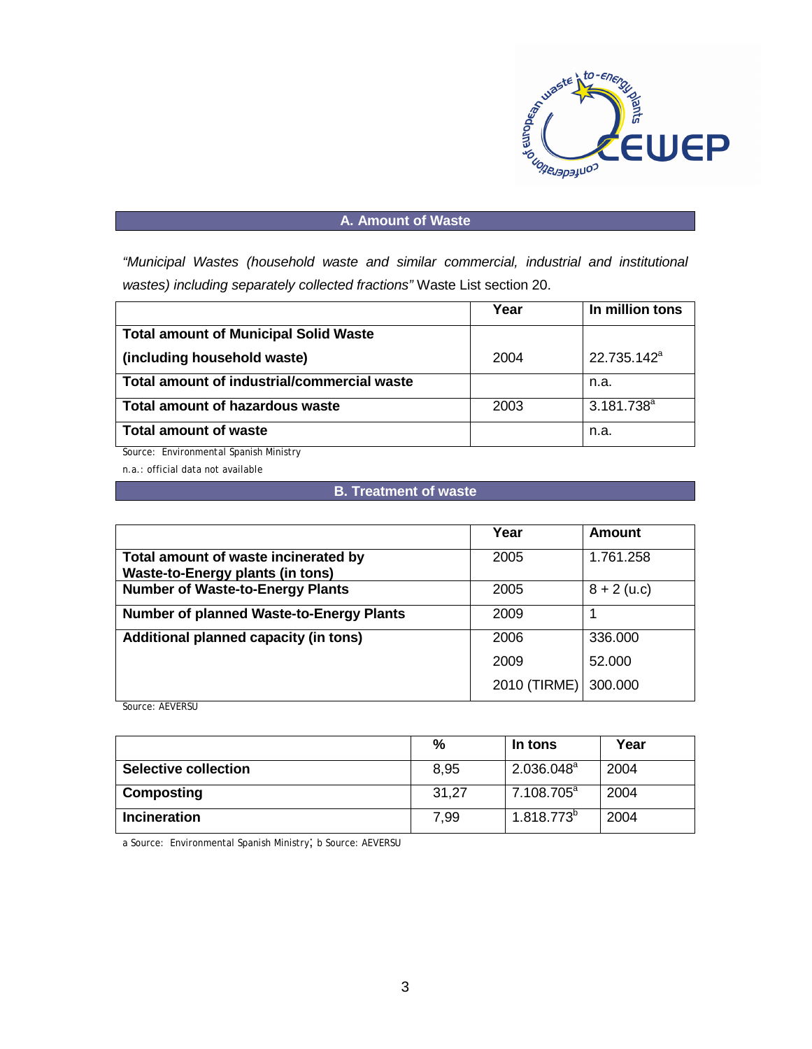## A. Amount of Waste

*"Municipal Wastes (household waste and similar commercial, industrial and institutional wastes) including separately collected fractions"* Waste List section 20.

| | Year | In million tons |
|---|---|---|
| **Total amount of Municipal Solid Waste (including household waste)** | 2004 | 22.735.142[a] |
| **Total amount of industrial/commercial waste** | | n.a. |
| **Total amount of hazardous waste** | 2003 | 3.181.738[a] |
| **Total amount of waste** | | n.a. |

Source: Environmental Spanish Ministry

n.a.: official data not available

## B. Treatment of waste

| | Year | Amount |
|---|---|---|
| **Total amount of waste incinerated by Waste-to-Energy plants (in tons)** | 2005 | 1.761.258 |
| **Number of Waste-to-Energy Plants** | 2005 | 8 + 2 (u.c) |
| **Number of planned Waste-to-Energy Plants** | 2009 | 1 |
| **Additional planned capacity (in tons)** | 2006 | 336.000 |
| | 2009 | 52.000 |
| | 2010 (TIRME) | 300.000 |

Source: AEVERSU

| | % | In tons | Year |
|---|---|---|---|
| **Selective collection** | 8,95 | 2.036.048[a] | 2004 |
| **Composting** | 31,27 | 7.108.705[a] | 2004 |
| **Incineration** | 7,99 | 1.818.773[b] | 2004 |

a Source: Environmental Spanish Ministry; b Source: AEVERSU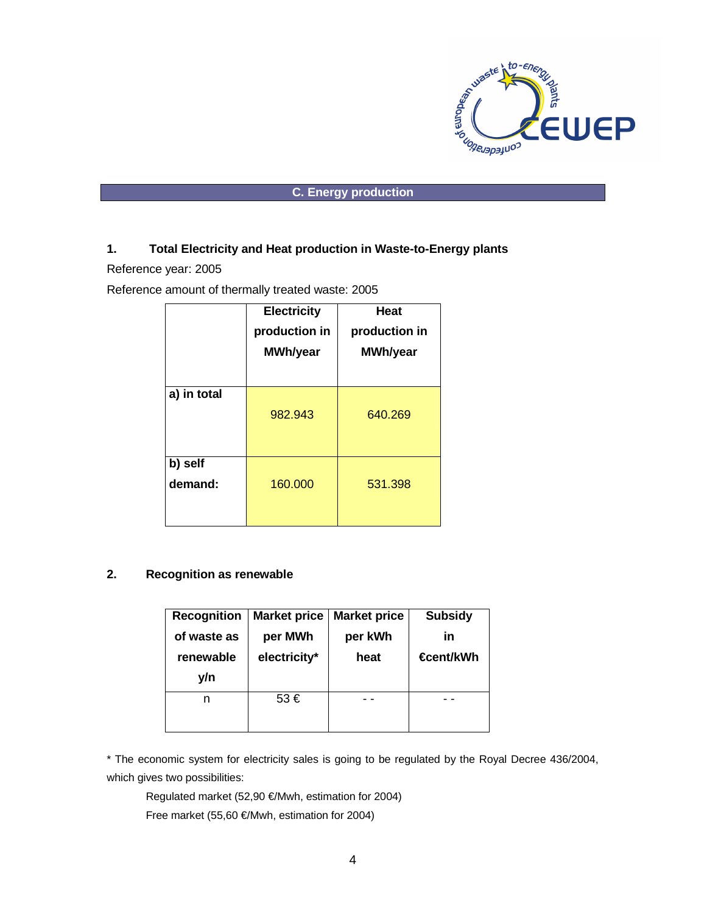## C. Energy production

### 1. Total Electricity and Heat production in Waste-to-Energy plants

Reference year: 2005

Reference amount of thermally treated waste: 2005

| | Electricity production in MWh/year | Heat production in MWh/year |
|---|---|---|
| a) in total | 982.943 | 640.269 |
| b) self demand: | 160.000 | 531.398 |

### 2. Recognition as renewable

| Recognition of waste as renewable y/n | Market price per MWh electricity* | Market price per kWh heat | Subsidy in €cent/kWh |
|---|---|---|---|
| n | 53 € | - - | - - |

* The economic system for electricity sales is going to be regulated by the Royal Decree 436/2004, which gives two possibilities:

Regulated market (52,90 €/Mwh, estimation for 2004)

Free market (55,60 €/Mwh, estimation for 2004)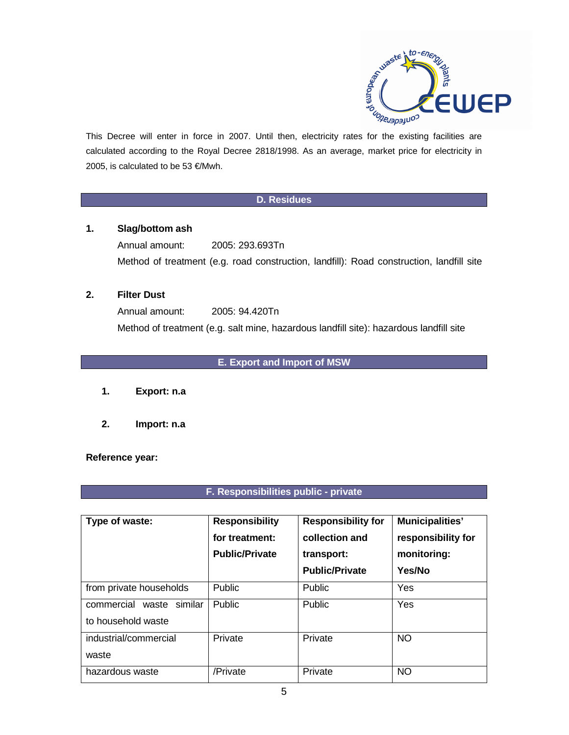This Decree will enter in force in 2007. Until then, electricity rates for the existing facilities are calculated according to the Royal Decree 2818/1998. As an average, market price for electricity in 2005, is calculated to be 53 €/Mwh.

## D. Residues

**1. Slag/bottom ash**

Annual amount: 2005: 293.693Tn

Method of treatment (e.g. road construction, landfill): Road construction, landfill site

**2. Filter Dust**

Annual amount: 2005: 94.420Tn

Method of treatment (e.g. salt mine, hazardous landfill site): hazardous landfill site

## E. Export and Import of MSW

1. **Export: n.a**
2. **Import: n.a**

**Reference year:**

## F. Responsibilities public - private

| Type of waste: | Responsibility for treatment: Public/Private | Responsibility for collection and transport: Public/Private | Municipalities' responsibility for monitoring: Yes/No |
|---|---|---|---|
| from private households | Public | Public | Yes |
| commercial waste similar to household waste | Public | Public | Yes |
| industrial/commercial waste | Private | Private | NO |
| hazardous waste | /Private | Private | NO |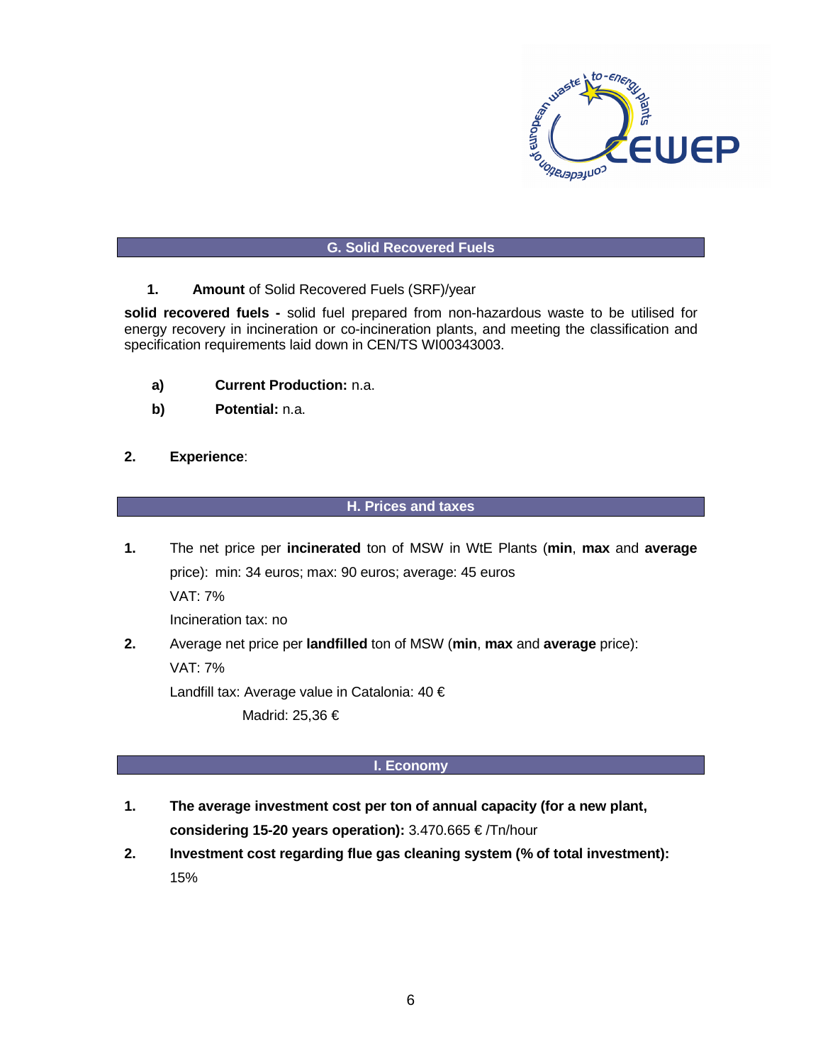## G. Solid Recovered Fuels

1. **Amount** of Solid Recovered Fuels (SRF)/year

**solid recovered fuels -** solid fuel prepared from non-hazardous waste to be utilised for energy recovery in incineration or co-incineration plants, and meeting the classification and specification requirements laid down in CEN/TS WI00343003.

a) **Current Production:** n.a.

b) **Potential:** n.a.

2. **Experience**:

## H. Prices and taxes

1. The net price per **incinerated** ton of MSW in WtE Plants (**min**, **max** and **average** price): min: 34 euros; max: 90 euros; average: 45 euros

   VAT: 7%

   Incineration tax: no

2. Average net price per **landfilled** ton of MSW (**min**, **max** and **average** price):

   VAT: 7%

   Landfill tax: Average value in Catalonia: 40 €

   Madrid: 25,36 €

## I. Economy

1. **The average investment cost per ton of annual capacity (for a new plant, considering 15-20 years operation):** 3.470.665 € /Tn/hour

2. **Investment cost regarding flue gas cleaning system (% of total investment):** 15%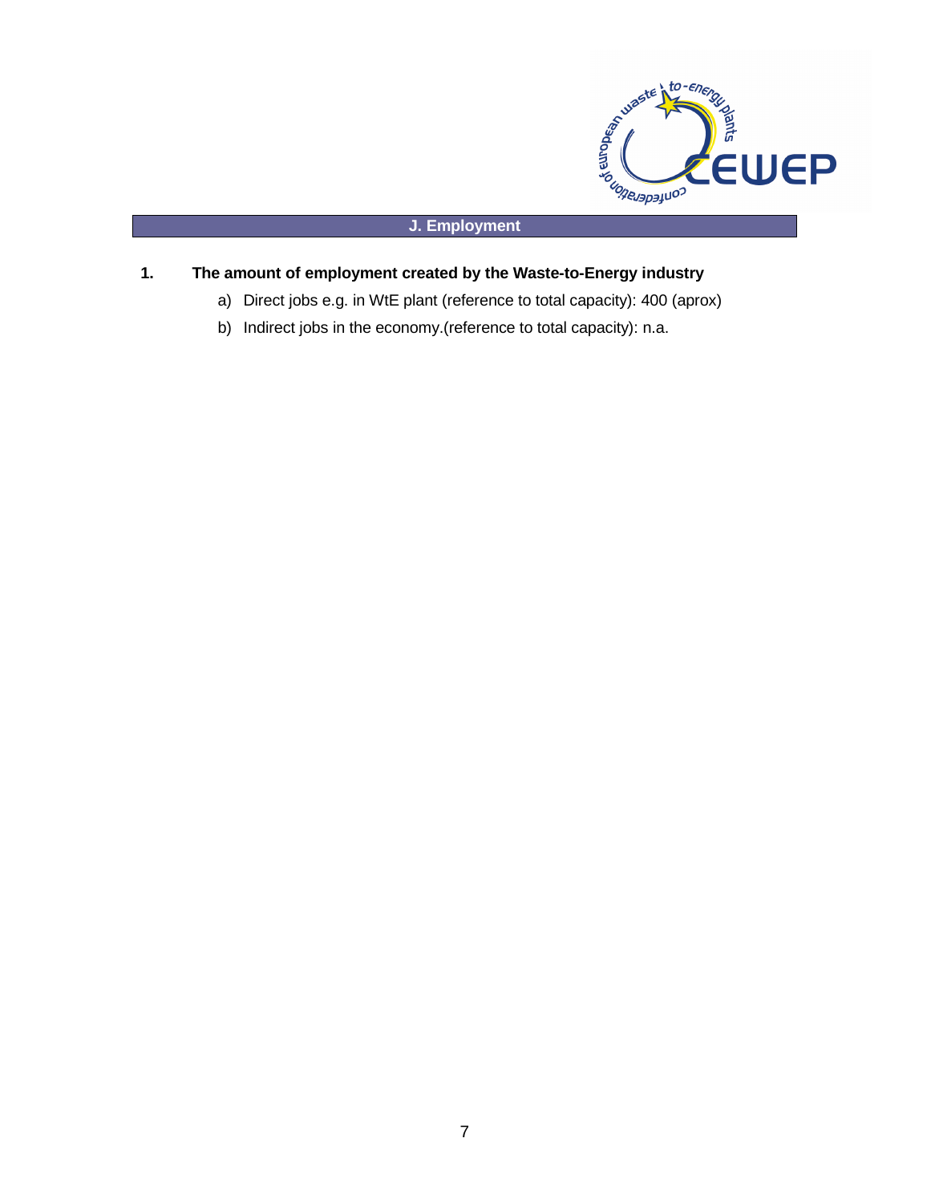## J. Employment

**1. The amount of employment created by the Waste-to-Energy industry**

a) Direct jobs e.g. in WtE plant (reference to total capacity): 400 (aprox)

b) Indirect jobs in the economy.(reference to total capacity): n.a.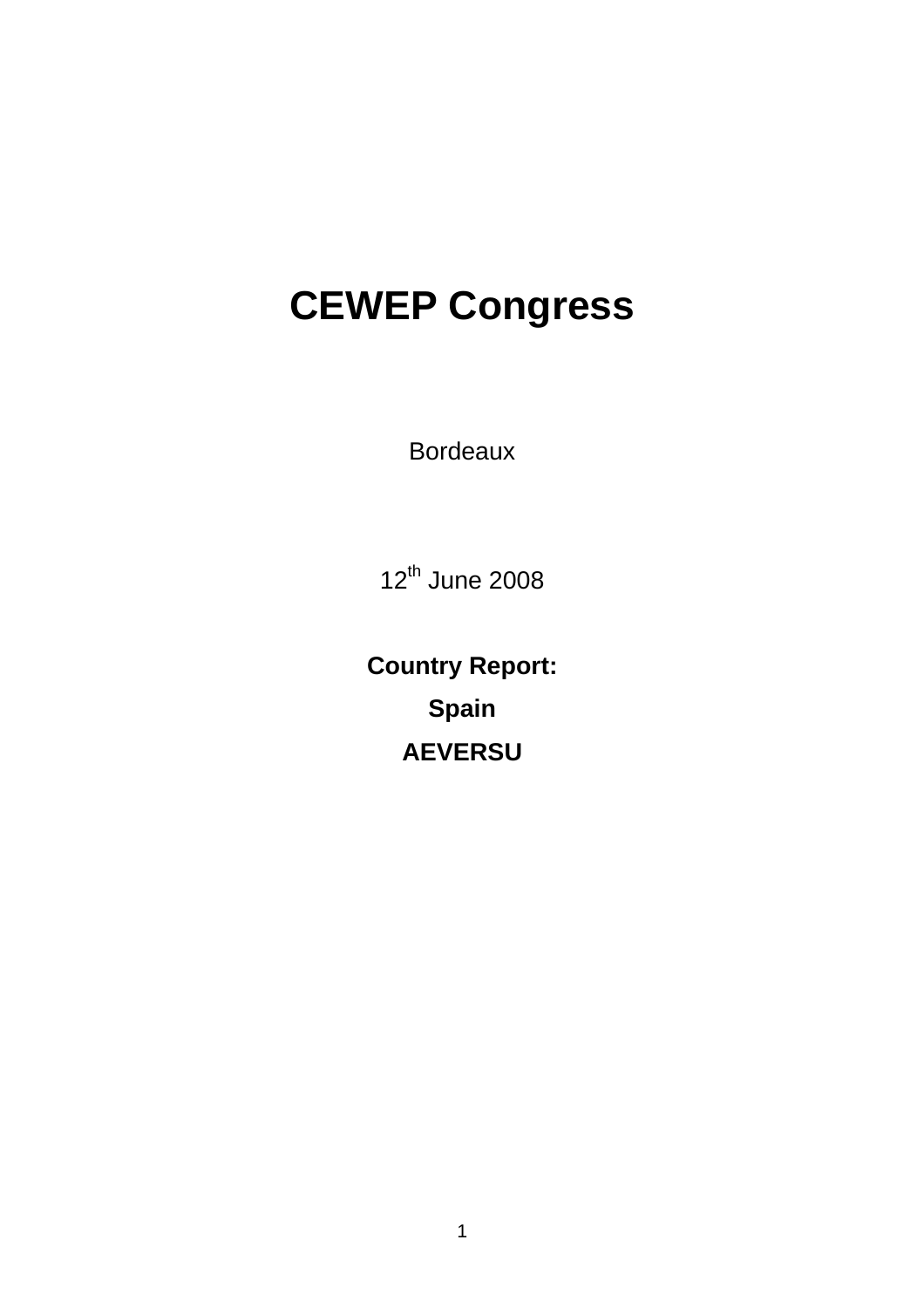# CEWEP Congress

Bordeaux

12th June 2008

**Country Report:**

**Spain**

**AEVERSU**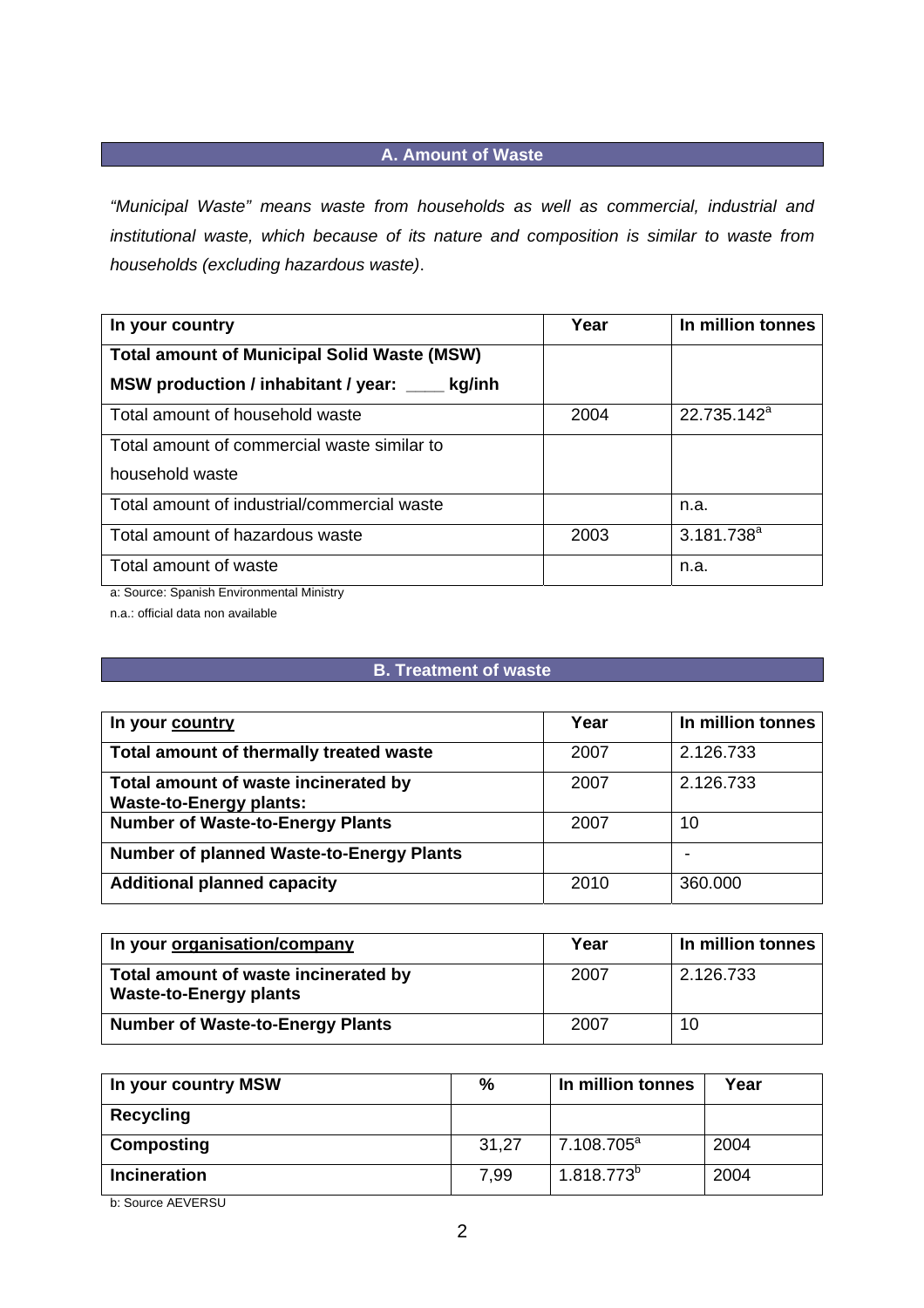## A. Amount of Waste

*"Municipal Waste" means waste from households as well as commercial, industrial and institutional waste, which because of its nature and composition is similar to waste from households (excluding hazardous waste)*.

| In your country | Year | In million tonnes |
|---|---|---|
| **Total amount of Municipal Solid Waste (MSW)**<br>**MSW production / inhabitant / year: ____ kg/inh** | | |
| Total amount of household waste | 2004 | 22.735.142[a] |
| Total amount of commercial waste similar to household waste | | |
| Total amount of industrial/commercial waste | | n.a. |
| Total amount of hazardous waste | 2003 | 3.181.738[a] |
| Total amount of waste | | n.a. |

a: Source: Spanish Environmental Ministry

n.a.: official data non available

## B. Treatment of waste

| In your country | Year | In million tonnes |
|---|---|---|
| **Total amount of thermally treated waste** | 2007 | 2.126.733 |
| **Total amount of waste incinerated by Waste-to-Energy plants:** | 2007 | 2.126.733 |
| **Number of Waste-to-Energy Plants** | 2007 | 10 |
| **Number of planned Waste-to-Energy Plants** | | - |
| **Additional planned capacity** | 2010 | 360.000 |

| In your organisation/company | Year | In million tonnes |
|---|---|---|
| **Total amount of waste incinerated by Waste-to-Energy plants** | 2007 | 2.126.733 |
| **Number of Waste-to-Energy Plants** | 2007 | 10 |

| In your country MSW | % | In million tonnes | Year |
|---|---|---|---|
| **Recycling** | | | |
| **Composting** | 31,27 | 7.108.705[a] | 2004 |
| **Incineration** | 7,99 | 1.818.773[b] | 2004 |

b: Source AEVERSU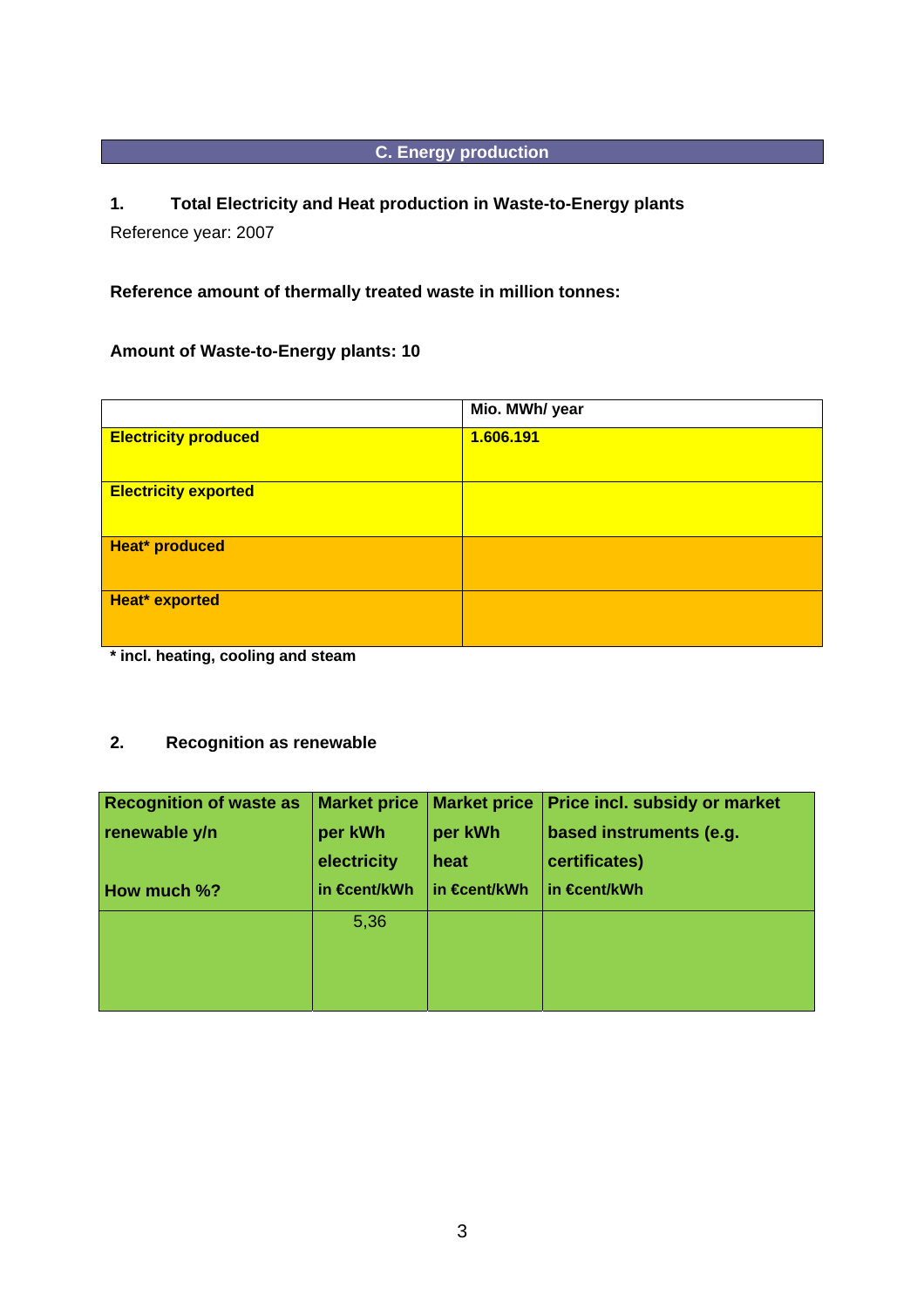## C. Energy production

### 1. Total Electricity and Heat production in Waste-to-Energy plants

Reference year: 2007

**Reference amount of thermally treated waste in million tonnes:**

**Amount of Waste-to-Energy plants: 10**

| | Mio. MWh/ year |
|---|---|
| **Electricity produced** | **1.606.191** |
| **Electricity exported** | |
| **Heat* produced** | |
| **Heat* exported** | |

**\* incl. heating, cooling and steam**

### 2. Recognition as renewable

| Recognition of waste as renewable y/n<br><br>How much %? | Market price per kWh electricity in €cent/kWh | Market price per kWh heat in €cent/kWh | Price incl. subsidy or market based instruments (e.g. certificates) in €cent/kWh |
|---|---|---|---|
| | 5,36 | | |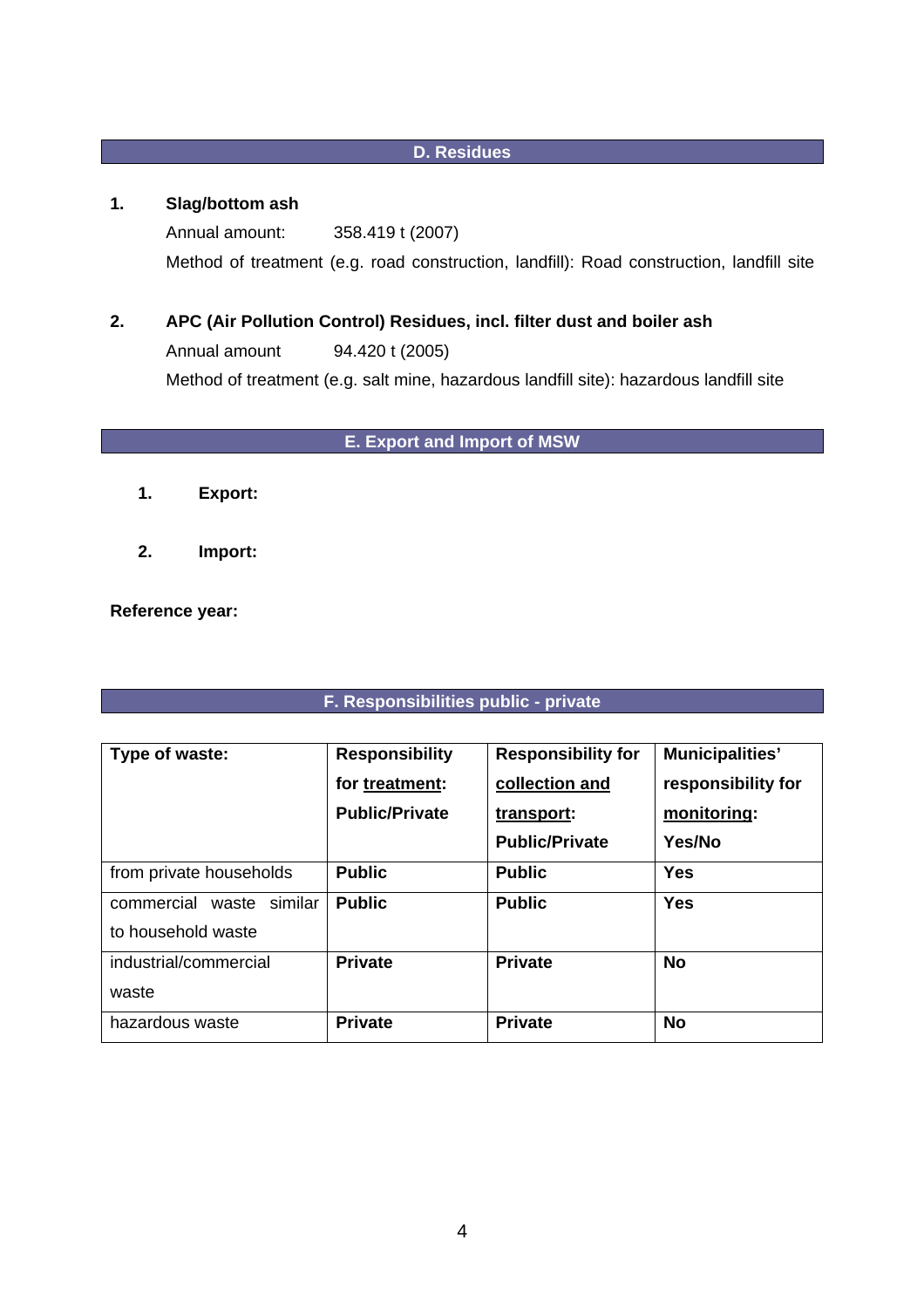## D. Residues

**1. Slag/bottom ash**

Annual amount: 358.419 t (2007)

Method of treatment (e.g. road construction, landfill): Road construction, landfill site

**2. APC (Air Pollution Control) Residues, incl. filter dust and boiler ash**

Annual amount 94.420 t (2005)

Method of treatment (e.g. salt mine, hazardous landfill site): hazardous landfill site

## E. Export and Import of MSW

1. **Export:**

2. **Import:**

**Reference year:**

## F. Responsibilities public - private

| Type of waste: | Responsibility for treatment: Public/Private | Responsibility for collection and transport: Public/Private | Municipalities' responsibility for monitoring: Yes/No |
|---|---|---|---|
| from private households | **Public** | **Public** | **Yes** |
| commercial waste similar to household waste | **Public** | **Public** | **Yes** |
| industrial/commercial waste | **Private** | **Private** | **No** |
| hazardous waste | **Private** | **Private** | **No** |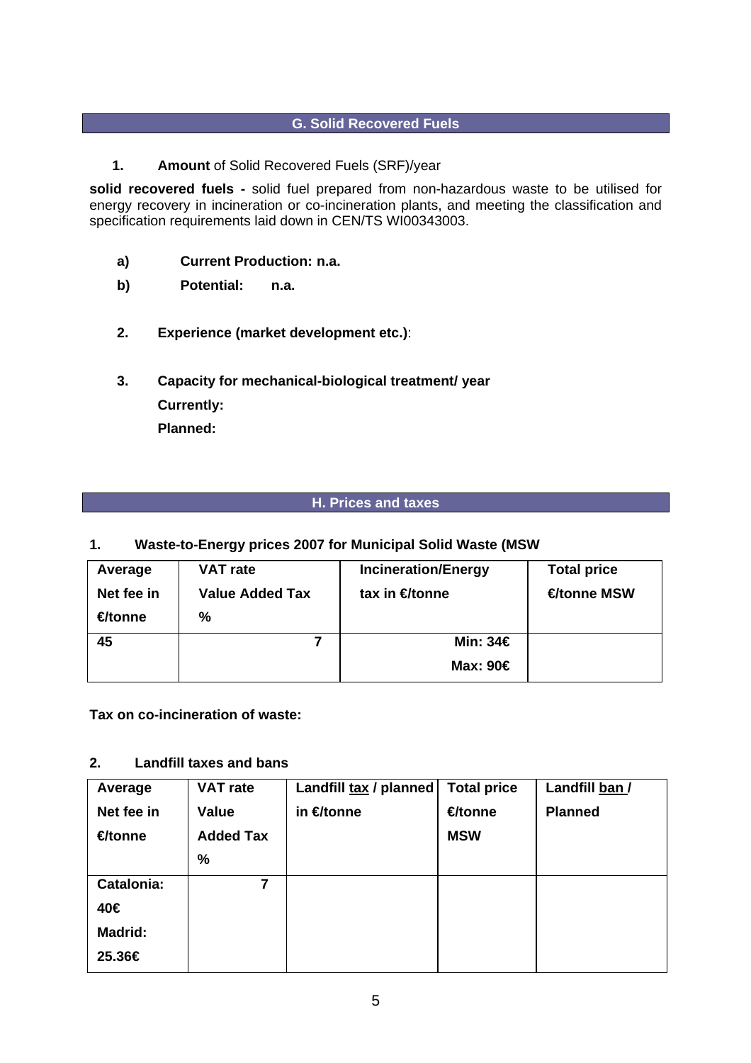## G. Solid Recovered Fuels

1. **Amount** of Solid Recovered Fuels (SRF)/year

**solid recovered fuels -** solid fuel prepared from non-hazardous waste to be utilised for energy recovery in incineration or co-incineration plants, and meeting the classification and specification requirements laid down in CEN/TS WI00343003.

a) **Current Production: n.a.**

b) **Potential: n.a.**

2. **Experience (market development etc.)**:

3. **Capacity for mechanical-biological treatment/ year**
   **Currently:**
   **Planned:**

## H. Prices and taxes

**1. Waste-to-Energy prices 2007 for Municipal Solid Waste (MSW**

| Average Net fee in €/tonne | VAT rate Value Added Tax % | Incineration/Energy tax in €/tonne | Total price €/tonne MSW |
|---|---|---|---|
| 45 | 7 | Min: 34€<br>Max: 90€ | |

**Tax on co-incineration of waste:**

**2. Landfill taxes and bans**

| Average Net fee in €/tonne | VAT rate Value Added Tax % | Landfill tax / planned in €/tonne | Total price €/tonne MSW | Landfill ban / Planned |
|---|---|---|---|---|
| Catalonia: 40€<br>Madrid: 25.36€ | 7 | | | |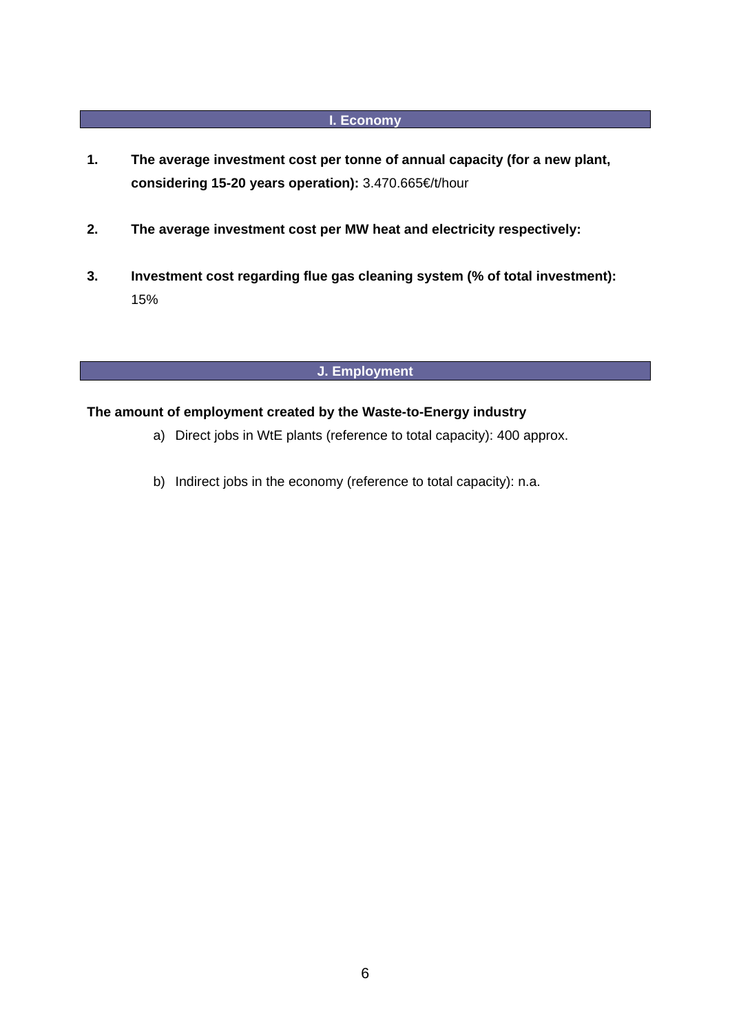## I. Economy

1. **The average investment cost per tonne of annual capacity (for a new plant, considering 15-20 years operation):** 3.470.665€/t/hour

2. **The average investment cost per MW heat and electricity respectively:**

3. **Investment cost regarding flue gas cleaning system (% of total investment):** 15%

## J. Employment

**The amount of employment created by the Waste-to-Energy industry**

a) Direct jobs in WtE plants (reference to total capacity): 400 approx.

b) Indirect jobs in the economy (reference to total capacity): n.a.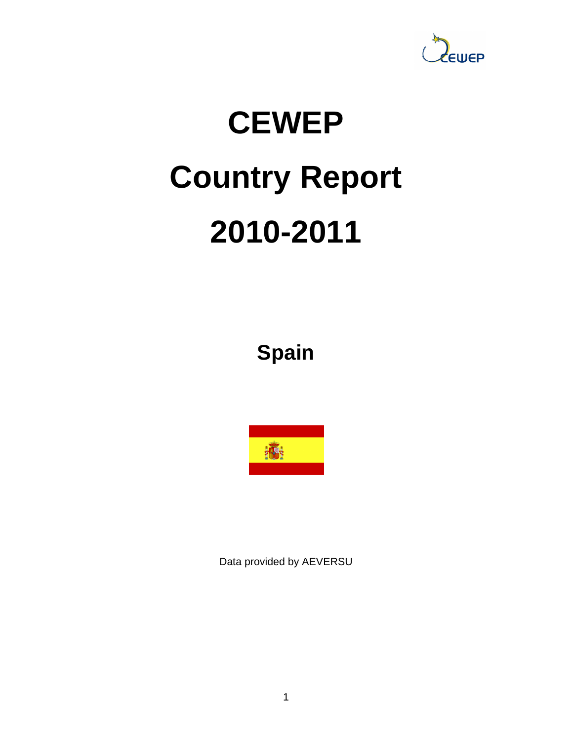# CEWEP

# Country Report

# 2010-2011

## Spain

Data provided by AEVERSU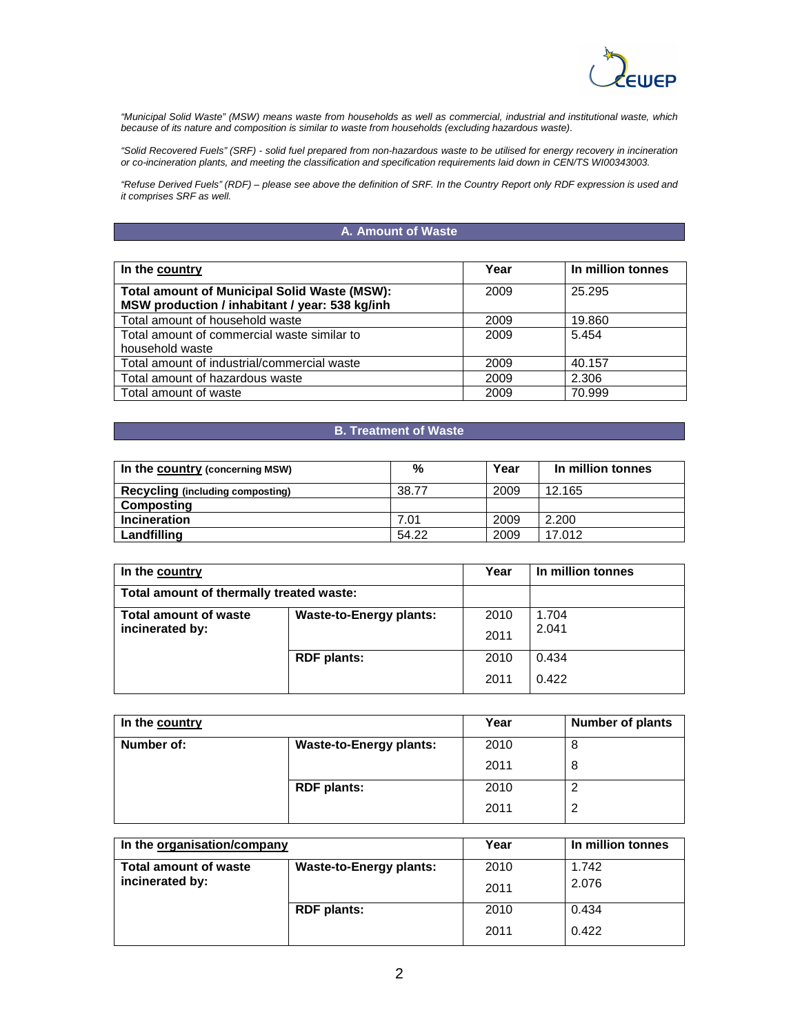*"Municipal Solid Waste" (MSW) means waste from households as well as commercial, industrial and institutional waste, which because of its nature and composition is similar to waste from households (excluding hazardous waste).*

*"Solid Recovered Fuels" (SRF) - solid fuel prepared from non-hazardous waste to be utilised for energy recovery in incineration or co-incineration plants, and meeting the classification and specification requirements laid down in CEN/TS WI00343003.*

*"Refuse Derived Fuels" (RDF) – please see above the definition of SRF. In the Country Report only RDF expression is used and it comprises SRF as well.*

## A. Amount of Waste

| In the country | Year | In million tonnes |
|---|---|---|
| **Total amount of Municipal Solid Waste (MSW): MSW production / inhabitant / year: 538 kg/inh** | 2009 | 25.295 |
| Total amount of household waste | 2009 | 19.860 |
| Total amount of commercial waste similar to household waste | 2009 | 5.454 |
| Total amount of industrial/commercial waste | 2009 | 40.157 |
| Total amount of hazardous waste | 2009 | 2.306 |
| Total amount of waste | 2009 | 70.999 |

## B. Treatment of Waste

| In the country (concerning MSW) | % | Year | In million tonnes |
|---|---|---|---|
| **Recycling (including composting)** | 38.77 | 2009 | 12.165 |
| **Composting** | | | |
| **Incineration** | 7.01 | 2009 | 2.200 |
| **Landfilling** | 54.22 | 2009 | 17.012 |

| In the country | | Year | In million tonnes |
|---|---|---|---|
| **Total amount of thermally treated waste:** | | | |
| **Total amount of waste incinerated by:** | **Waste-to-Energy plants:** | 2010 | 1.704 |
| | | 2011 | 2.041 |
| | **RDF plants:** | 2010 | 0.434 |
| | | 2011 | 0.422 |

| In the country | | Year | Number of plants |
|---|---|---|---|
| **Number of:** | **Waste-to-Energy plants:** | 2010 | 8 |
| | | 2011 | 8 |
| | **RDF plants:** | 2010 | 2 |
| | | 2011 | 2 |

| In the organisation/company | | Year | In million tonnes |
|---|---|---|---|
| **Total amount of waste incinerated by:** | **Waste-to-Energy plants:** | 2010 | 1.742 |
| | | 2011 | 2.076 |
| | **RDF plants:** | 2010 | 0.434 |
| | | 2011 | 0.422 |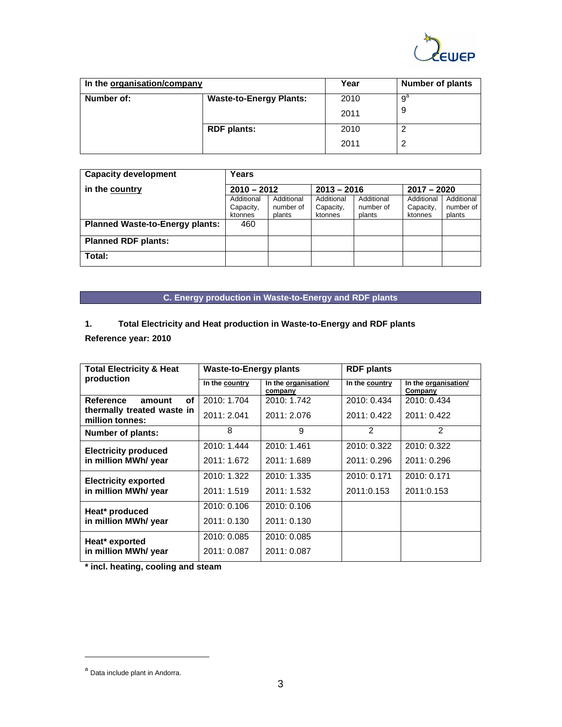| In the organisation/company | | Year | Number of plants |
|---|---|---|---|
| Number of: | Waste-to-Energy Plants: | 2010 | 9[a] |
| | | 2011 | 9 |
| | RDF plants: | 2010 | 2 |
| | | 2011 | 2 |

| Capacity development in the country | Years | | | | | |
|---|---|---|---|---|---|---|
| | 2010 – 2012 | | 2013 – 2016 | | 2017 – 2020 | |
| | Additional Capacity, ktonnes | Additional number of plants | Additional Capacity, ktonnes | Additional number of plants | Additional Capacity, ktonnes | Additional number of plants |
| Planned Waste-to-Energy plants: | 460 | | | | | |
| Planned RDF plants: | | | | | | |
| Total: | | | | | | |

## C. Energy production in Waste-to-Energy and RDF plants

### 1. Total Electricity and Heat production in Waste-to-Energy and RDF plants

**Reference year: 2010**

| Total Electricity & Heat production | Waste-to-Energy plants | | RDF plants | |
|---|---|---|---|---|
| | In the country | In the organisation/ company | In the country | In the organisation/ Company |
| Reference amount of thermally treated waste in million tonnes: | 2010: 1.704<br>2011: 2.041 | 2010: 1.742<br>2011: 2.076 | 2010: 0.434<br>2011: 0.422 | 2010: 0.434<br>2011: 0.422 |
| Number of plants: | 8 | 9 | 2 | 2 |
| Electricity produced in million MWh/ year | 2010: 1.444<br>2011: 1.672 | 2010: 1.461<br>2011: 1.689 | 2010: 0.322<br>2011: 0.296 | 2010: 0.322<br>2011: 0.296 |
| Electricity exported in million MWh/ year | 2010: 1.322<br>2011: 1.519 | 2010: 1.335<br>2011: 1.532 | 2010: 0.171<br>2011:0.153 | 2010: 0.171<br>2011:0.153 |
| Heat* produced in million MWh/ year | 2010: 0.106<br>2011: 0.130 | 2010: 0.106<br>2011: 0.130 | | |
| Heat* exported in million MWh/ year | 2010: 0.085<br>2011: 0.087 | 2010: 0.085<br>2011: 0.087 | | |

**\* incl. heating, cooling and steam**

[a] Data include plant in Andorra.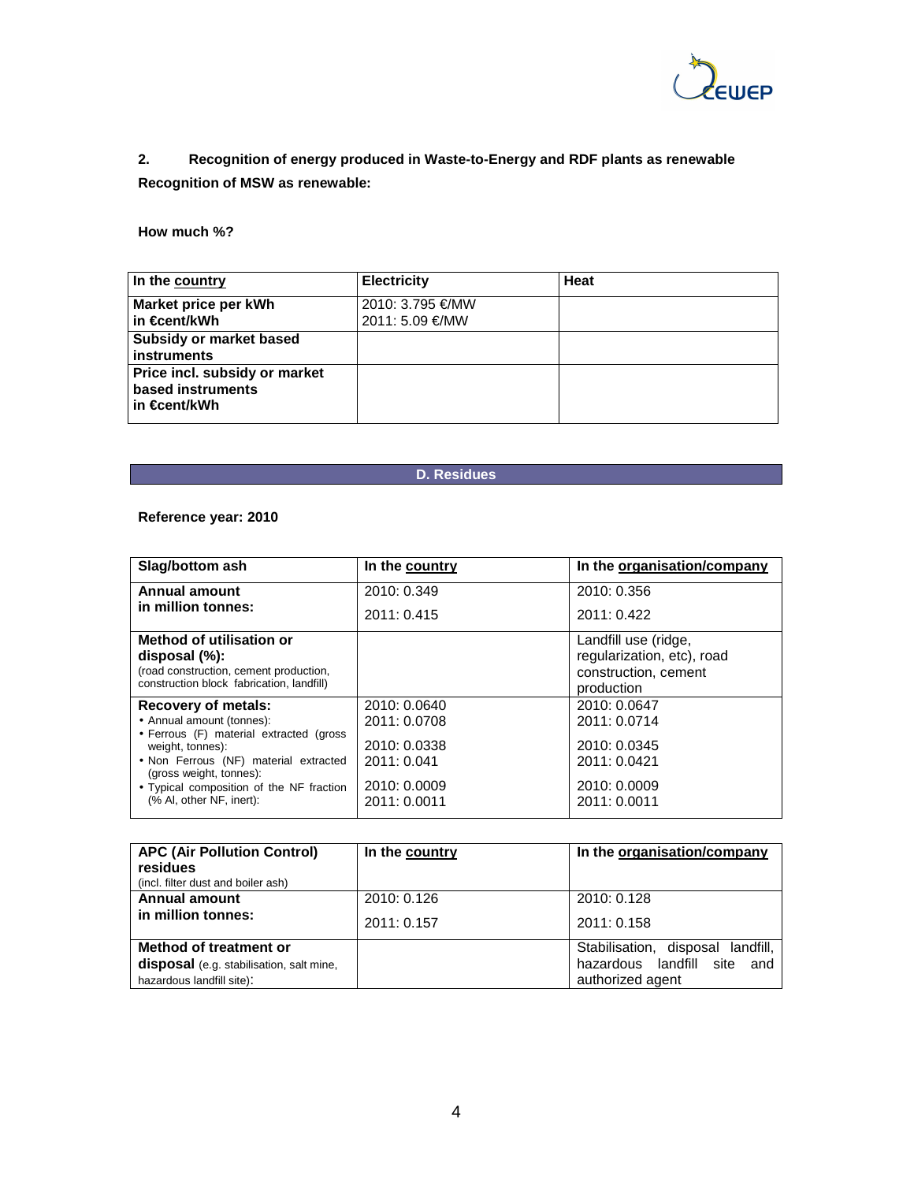**2. Recognition of energy produced in Waste-to-Energy and RDF plants as renewable**

**Recognition of MSW as renewable:**

**How much %?**

| In the country | Electricity | Heat |
|---|---|---|
| **Market price per kWh in €cent/kWh** | 2010: 3.795 €/MW<br>2011: 5.09 €/MW | |
| **Subsidy or market based instruments** | | |
| **Price incl. subsidy or market based instruments in €cent/kWh** | | |

## D. Residues

**Reference year: 2010**

| Slag/bottom ash | In the country | In the organisation/company |
|---|---|---|
| **Annual amount in million tonnes:** | 2010: 0.349<br>2011: 0.415 | 2010: 0.356<br>2011: 0.422 |
| **Method of utilisation or disposal (%):**<br>(road construction, cement production, construction block fabrication, landfill) | | Landfill use (ridge, regularization, etc), road construction, cement production |
| **Recovery of metals:**<br>• Annual amount (tonnes):<br>• Ferrous (F) material extracted (gross weight, tonnes):<br>• Non Ferrous (NF) material extracted (gross weight, tonnes):<br>• Typical composition of the NF fraction (% Al, other NF, inert): | 2010: 0.0640<br>2011: 0.0708<br>2010: 0.0338<br>2011: 0.041<br>2010: 0.0009<br>2011: 0.0011 | 2010: 0.0647<br>2011: 0.0714<br>2010: 0.0345<br>2011: 0.0421<br>2010: 0.0009<br>2011: 0.0011 |

| APC (Air Pollution Control) residues (incl. filter dust and boiler ash) | In the country | In the organisation/company |
|---|---|---|
| **Annual amount in million tonnes:** | 2010: 0.126<br>2011: 0.157 | 2010: 0.128<br>2011: 0.158 |
| **Method of treatment or disposal** (e.g. stabilisation, salt mine, hazardous landfill site): | | Stabilisation, disposal landfill, hazardous landfill site and authorized agent |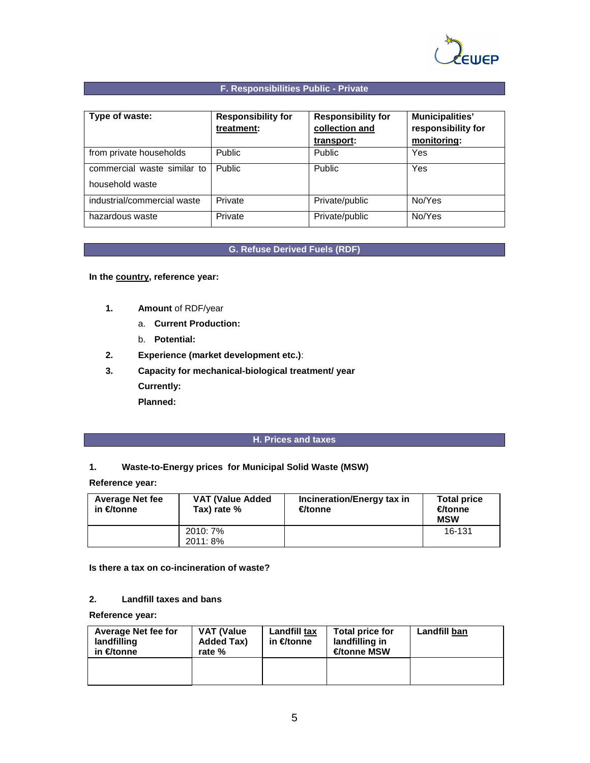## F. Responsibilities Public - Private

| Type of waste: | Responsibility for treatment: | Responsibility for collection and transport: | Municipalities' responsibility for monitoring: |
|---|---|---|---|
| from private households | Public | Public | Yes |
| commercial waste similar to household waste | Public | Public | Yes |
| industrial/commercial waste | Private | Private/public | No/Yes |
| hazardous waste | Private | Private/public | No/Yes |

## G. Refuse Derived Fuels (RDF)

**In the country, reference year:**

1. **Amount** of RDF/year
   a. **Current Production:**
   b. **Potential:**
2. **Experience (market development etc.)**:
3. **Capacity for mechanical-biological treatment/ year**
   **Currently:**
   **Planned:**

## H. Prices and taxes

### 1. Waste-to-Energy prices for Municipal Solid Waste (MSW)

**Reference year:**

| Average Net fee in €/tonne | VAT (Value Added Tax) rate % | Incineration/Energy tax in €/tonne | Total price €/tonne MSW |
|---|---|---|---|
| | 2010: 7%<br>2011: 8% | | 16-131 |

**Is there a tax on co-incineration of waste?**

### 2. Landfill taxes and bans

**Reference year:**

| Average Net fee for landfilling in €/tonne | VAT (Value Added Tax) rate % | Landfill tax in €/tonne | Total price for landfilling in €/tonne MSW | Landfill ban |
|---|---|---|---|---|
| | | | | |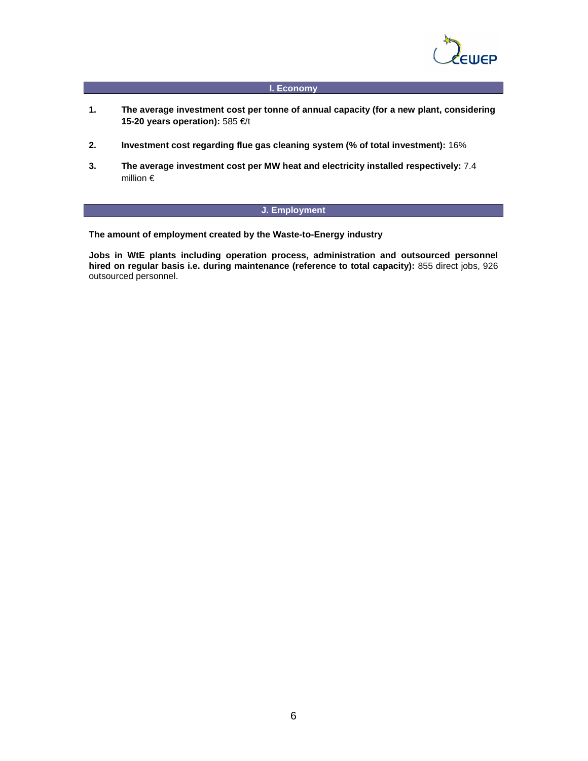## I. Economy

1. **The average investment cost per tonne of annual capacity (for a new plant, considering 15-20 years operation):** 585 €/t

2. **Investment cost regarding flue gas cleaning system (% of total investment):** 16%

3. **The average investment cost per MW heat and electricity installed respectively:** 7.4 million €

## J. Employment

**The amount of employment created by the Waste-to-Energy industry**

**Jobs in WtE plants including operation process, administration and outsourced personnel hired on regular basis i.e. during maintenance (reference to total capacity):** 855 direct jobs, 926 outsourced personnel.